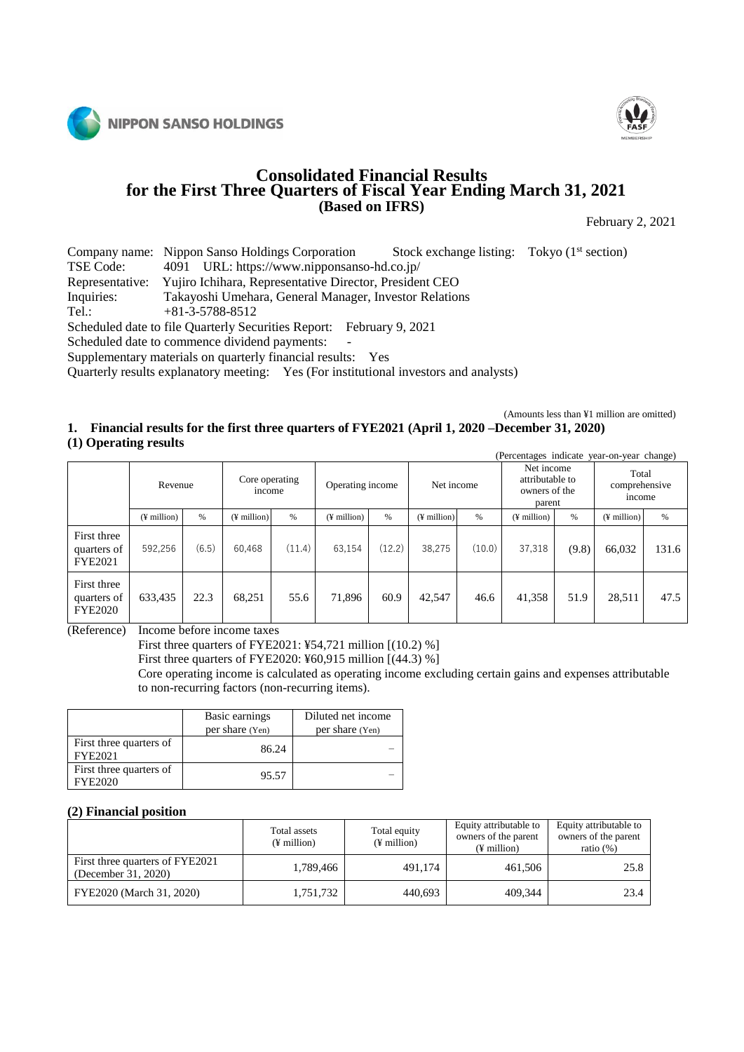NIPPON SANSO HOLDINGS

# Consolidated Financial Results for the First Three Quarters of Fiscal Year Ending March 31, 2021 (Based on IFRS)

February 2, 2021

Company name: Nippon Sanso Holdings Corporation Stock exchange listing: Tokyo (1st section)
TSE Code: 4091 URL: https://www.nipponsanso-hd.co.jp/
Representative: Yujiro Ichihara, Representative Director, President CEO
Inquiries: Takayoshi Umehara, General Manager, Investor Relations
Tel.: +81-3-5788-8512
Scheduled date to file Quarterly Securities Report: February 9, 2021
Scheduled date to commence dividend payments: -
Supplementary materials on quarterly financial results: Yes
Quarterly results explanatory meeting: Yes (For institutional investors and analysts)

(Amounts less than ¥1 million are omitted)

## 1. Financial results for the first three quarters of FYE2021 (April 1, 2020 –December 31, 2020)

### (1) Operating results

(Percentages indicate year-on-year change)

| | Revenue | | Core operating income | | Operating income | | Net income | | Net income attributable to owners of the parent | | Total comprehensive income | |
|---|---|---|---|---|---|---|---|---|---|---|---|---|
| | (¥ million) | % | (¥ million) | % | (¥ million) | % | (¥ million) | % | (¥ million) | % | (¥ million) | % |
| First three quarters of FYE2021 | 592,256 | (6.5) | 60,468 | (11.4) | 63,154 | (12.2) | 38,275 | (10.0) | 37,318 | (9.8) | 66,032 | 131.6 |
| First three quarters of FYE2020 | 633,435 | 22.3 | 68,251 | 55.6 | 71,896 | 60.9 | 42,547 | 46.6 | 41,358 | 51.9 | 28,511 | 47.5 |

(Reference) Income before income taxes
First three quarters of FYE2021: ¥54,721 million [(10.2) %]
First three quarters of FYE2020: ¥60,915 million [(44.3) %]
Core operating income is calculated as operating income excluding certain gains and expenses attributable to non-recurring factors (non-recurring items).

| | Basic earnings per share (Yen) | Diluted net income per share (Yen) |
|---|---|---|
| First three quarters of FYE2021 | 86.24 | – |
| First three quarters of FYE2020 | 95.57 | – |

### (2) Financial position

| | Total assets (¥ million) | Total equity (¥ million) | Equity attributable to owners of the parent (¥ million) | Equity attributable to owners of the parent ratio (%) |
|---|---|---|---|---|
| First three quarters of FYE2021 (December 31, 2020) | 1,789,466 | 491,174 | 461,506 | 25.8 |
| FYE2020 (March 31, 2020) | 1,751,732 | 440,693 | 409,344 | 23.4 |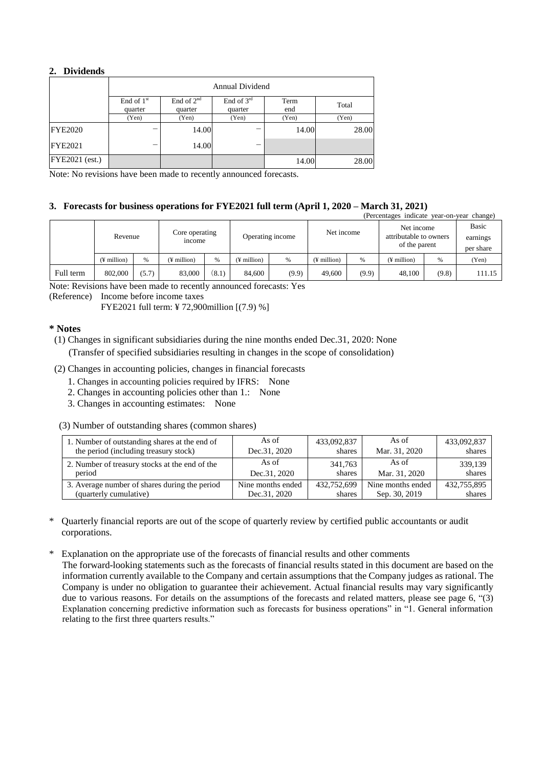## 2. Dividends

| | Annual Dividend | | | | |
|---|---|---|---|---|---|
| | End of 1st quarter | End of 2nd quarter | End of 3rd quarter | Term end | Total |
| | (Yen) | (Yen) | (Yen) | (Yen) | (Yen) |
| FYE2020 | − | 14.00 | − | 14.00 | 28.00 |
| FYE2021 | − | 14.00 | − | | |
| FYE2021 (est.) | | | | 14.00 | 28.00 |

Note: No revisions have been made to recently announced forecasts.

## 3. Forecasts for business operations for FYE2021 full term (April 1, 2020 – March 31, 2021)

(Percentages indicate year-on-year change)

| | Revenue | | Core operating income | | Operating income | | Net income | | Net income attributable to owners of the parent | | Basic earnings per share |
|---|---|---|---|---|---|---|---|---|---|---|---|
| | (¥ million) | % | (¥ million) | % | (¥ million) | % | (¥ million) | % | (¥ million) | % | (Yen) |
| Full term | 802,000 | (5.7) | 83,000 | (8.1) | 84,600 | (9.9) | 49,600 | (9.9) | 48,100 | (9.8) | 111.15 |

Note: Revisions have been made to recently announced forecasts: Yes

(Reference) Income before income taxes

FYE2021 full term: ¥ 72,900million [(7.9) %]

**\* Notes**

(1) Changes in significant subsidiaries during the nine months ended Dec.31, 2020: None
(Transfer of specified subsidiaries resulting in changes in the scope of consolidation)

(2) Changes in accounting policies, changes in financial forecasts

1. Changes in accounting policies required by IFRS: None
2. Changes in accounting policies other than 1.: None
3. Changes in accounting estimates: None

(3) Number of outstanding shares (common shares)

| | | | | |
|---|---|---|---|---|
| 1. Number of outstanding shares at the end of the period (including treasury stock) | As of Dec.31, 2020 | 433,092,837 shares | As of Mar. 31, 2020 | 433,092,837 shares |
| 2. Number of treasury stocks at the end of the period | As of Dec.31, 2020 | 341,763 shares | As of Mar. 31, 2020 | 339,139 shares |
| 3. Average number of shares during the period (quarterly cumulative) | Nine months ended Dec.31, 2020 | 432,752,699 shares | Nine months ended Sep. 30, 2019 | 432,755,895 shares |

\* Quarterly financial reports are out of the scope of quarterly review by certified public accountants or audit corporations.

\* Explanation on the appropriate use of the forecasts of financial results and other comments
The forward-looking statements such as the forecasts of financial results stated in this document are based on the information currently available to the Company and certain assumptions that the Company judges as rational. The Company is under no obligation to guarantee their achievement. Actual financial results may vary significantly due to various reasons. For details on the assumptions of the forecasts and related matters, please see page 6, "(3) Explanation concerning predictive information such as forecasts for business operations" in "1. General information relating to the first three quarters results."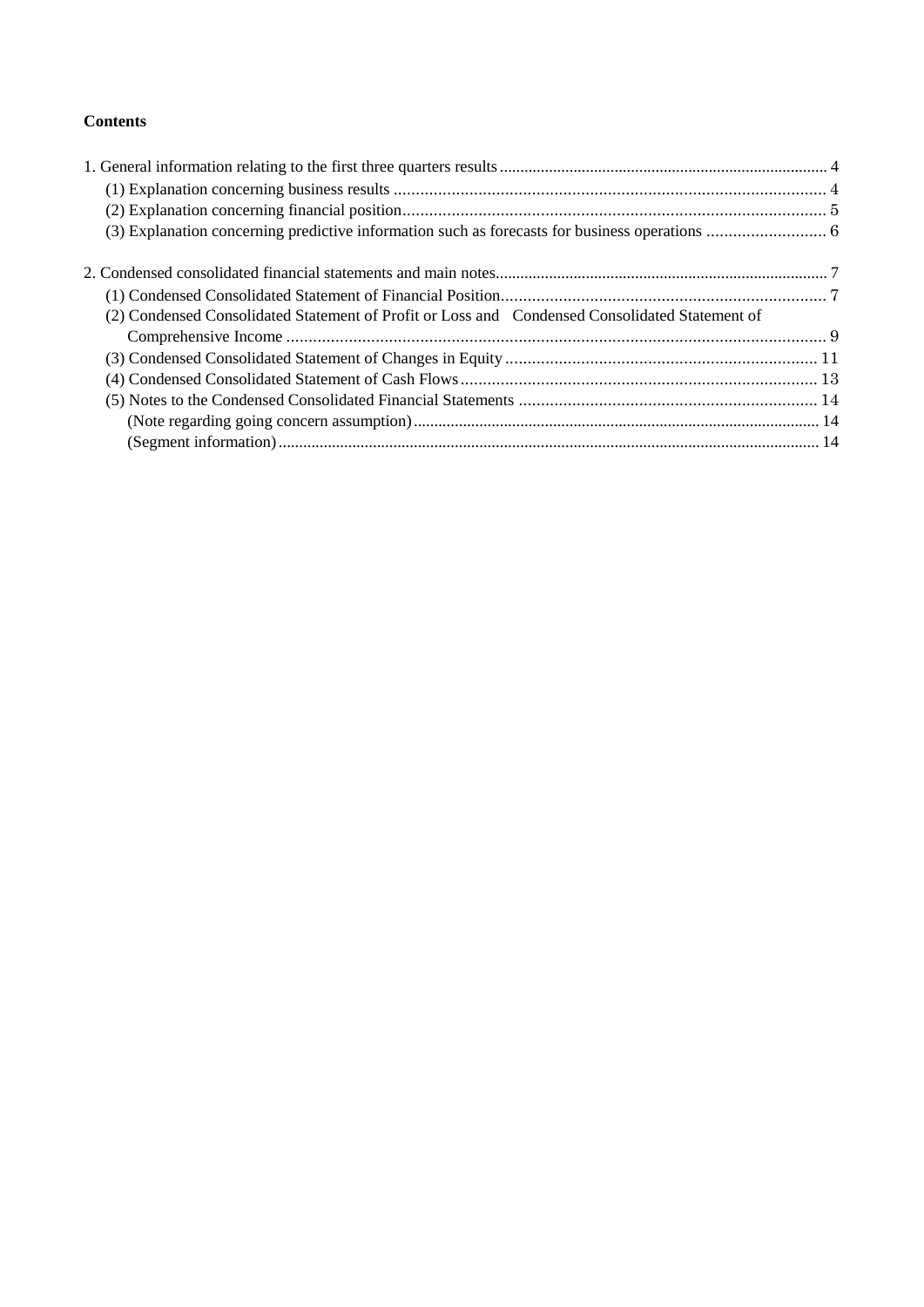**Contents**

1. General information relating to the first three quarters results ................................................ 4
   - (1) Explanation concerning business results ................................................ 4
   - (2) Explanation concerning financial position ................................................ 5
   - (3) Explanation concerning predictive information such as forecasts for business operations ................ 6

2. Condensed consolidated financial statements and main notes ................................................ 7
   - (1) Condensed Consolidated Statement of Financial Position ................................................ 7
   - (2) Condensed Consolidated Statement of Profit or Loss and Condensed Consolidated Statement of Comprehensive Income ................................................ 9
   - (3) Condensed Consolidated Statement of Changes in Equity ................................................ 11
   - (4) Condensed Consolidated Statement of Cash Flows ................................................ 13
   - (5) Notes to the Condensed Consolidated Financial Statements ................................................ 14
     - (Note regarding going concern assumption) ................................................ 14
     - (Segment information) ................................................ 14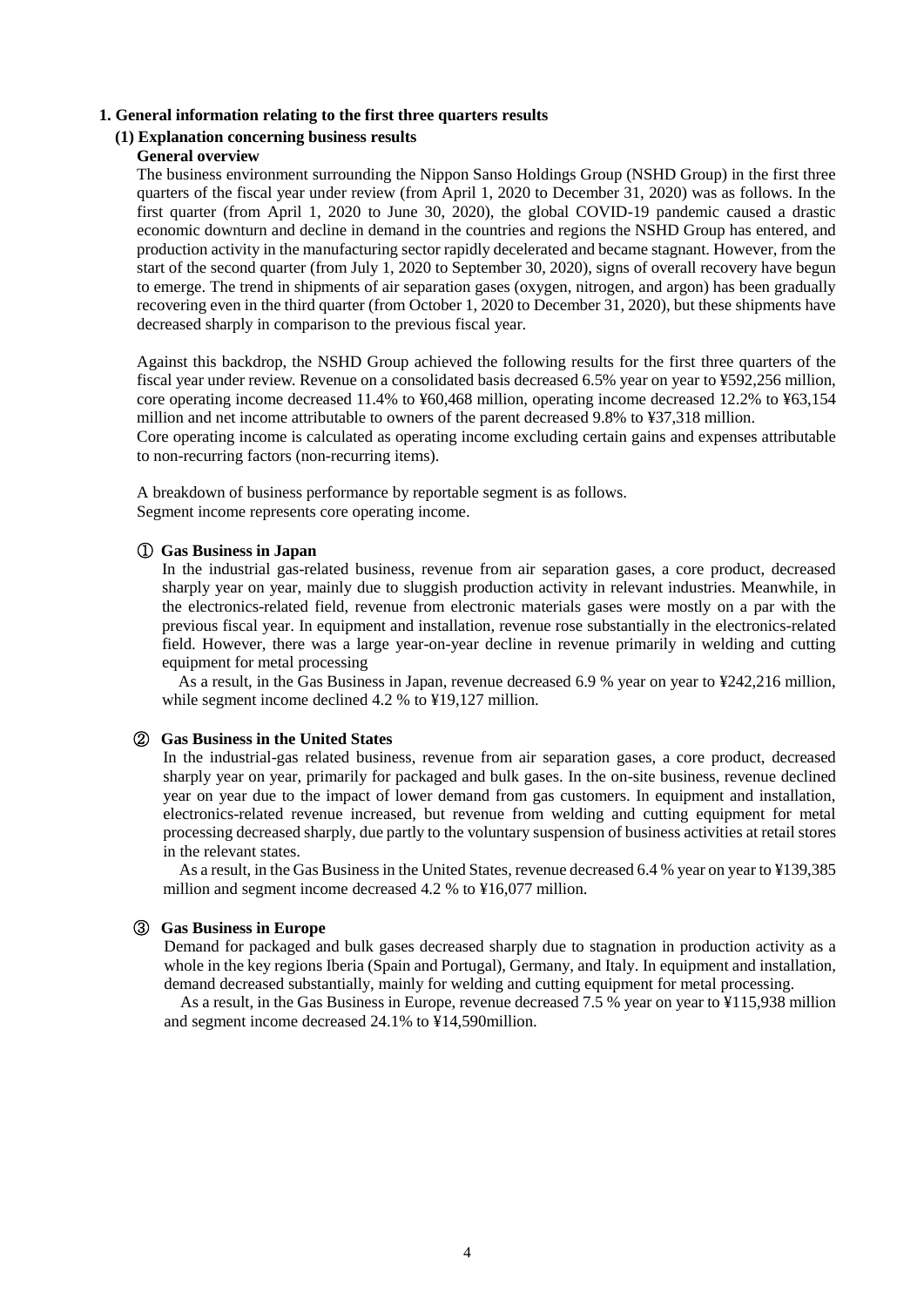## 1. General information relating to the first three quarters results

### (1) Explanation concerning business results

**General overview**

The business environment surrounding the Nippon Sanso Holdings Group (NSHD Group) in the first three quarters of the fiscal year under review (from April 1, 2020 to December 31, 2020) was as follows. In the first quarter (from April 1, 2020 to June 30, 2020), the global COVID-19 pandemic caused a drastic economic downturn and decline in demand in the countries and regions the NSHD Group has entered, and production activity in the manufacturing sector rapidly decelerated and became stagnant. However, from the start of the second quarter (from July 1, 2020 to September 30, 2020), signs of overall recovery have begun to emerge. The trend in shipments of air separation gases (oxygen, nitrogen, and argon) has been gradually recovering even in the third quarter (from October 1, 2020 to December 31, 2020), but these shipments have decreased sharply in comparison to the previous fiscal year.

Against this backdrop, the NSHD Group achieved the following results for the first three quarters of the fiscal year under review. Revenue on a consolidated basis decreased 6.5% year on year to ¥592,256 million, core operating income decreased 11.4% to ¥60,468 million, operating income decreased 12.2% to ¥63,154 million and net income attributable to owners of the parent decreased 9.8% to ¥37,318 million.
Core operating income is calculated as operating income excluding certain gains and expenses attributable to non-recurring factors (non-recurring items).

A breakdown of business performance by reportable segment is as follows.
Segment income represents core operating income.

**① Gas Business in Japan**

In the industrial gas-related business, revenue from air separation gases, a core product, decreased sharply year on year, mainly due to sluggish production activity in relevant industries. Meanwhile, in the electronics-related field, revenue from electronic materials gases were mostly on a par with the previous fiscal year. In equipment and installation, revenue rose substantially in the electronics-related field. However, there was a large year-on-year decline in revenue primarily in welding and cutting equipment for metal processing

As a result, in the Gas Business in Japan, revenue decreased 6.9 % year on year to ¥242,216 million, while segment income declined 4.2 % to ¥19,127 million.

**② Gas Business in the United States**

In the industrial-gas related business, revenue from air separation gases, a core product, decreased sharply year on year, primarily for packaged and bulk gases. In the on-site business, revenue declined year on year due to the impact of lower demand from gas customers. In equipment and installation, electronics-related revenue increased, but revenue from welding and cutting equipment for metal processing decreased sharply, due partly to the voluntary suspension of business activities at retail stores in the relevant states.

As a result, in the Gas Business in the United States, revenue decreased 6.4 % year on year to ¥139,385 million and segment income decreased 4.2 % to ¥16,077 million.

**③ Gas Business in Europe**

Demand for packaged and bulk gases decreased sharply due to stagnation in production activity as a whole in the key regions Iberia (Spain and Portugal), Germany, and Italy. In equipment and installation, demand decreased substantially, mainly for welding and cutting equipment for metal processing.

As a result, in the Gas Business in Europe, revenue decreased 7.5 % year on year to ¥115,938 million and segment income decreased 24.1% to ¥14,590million.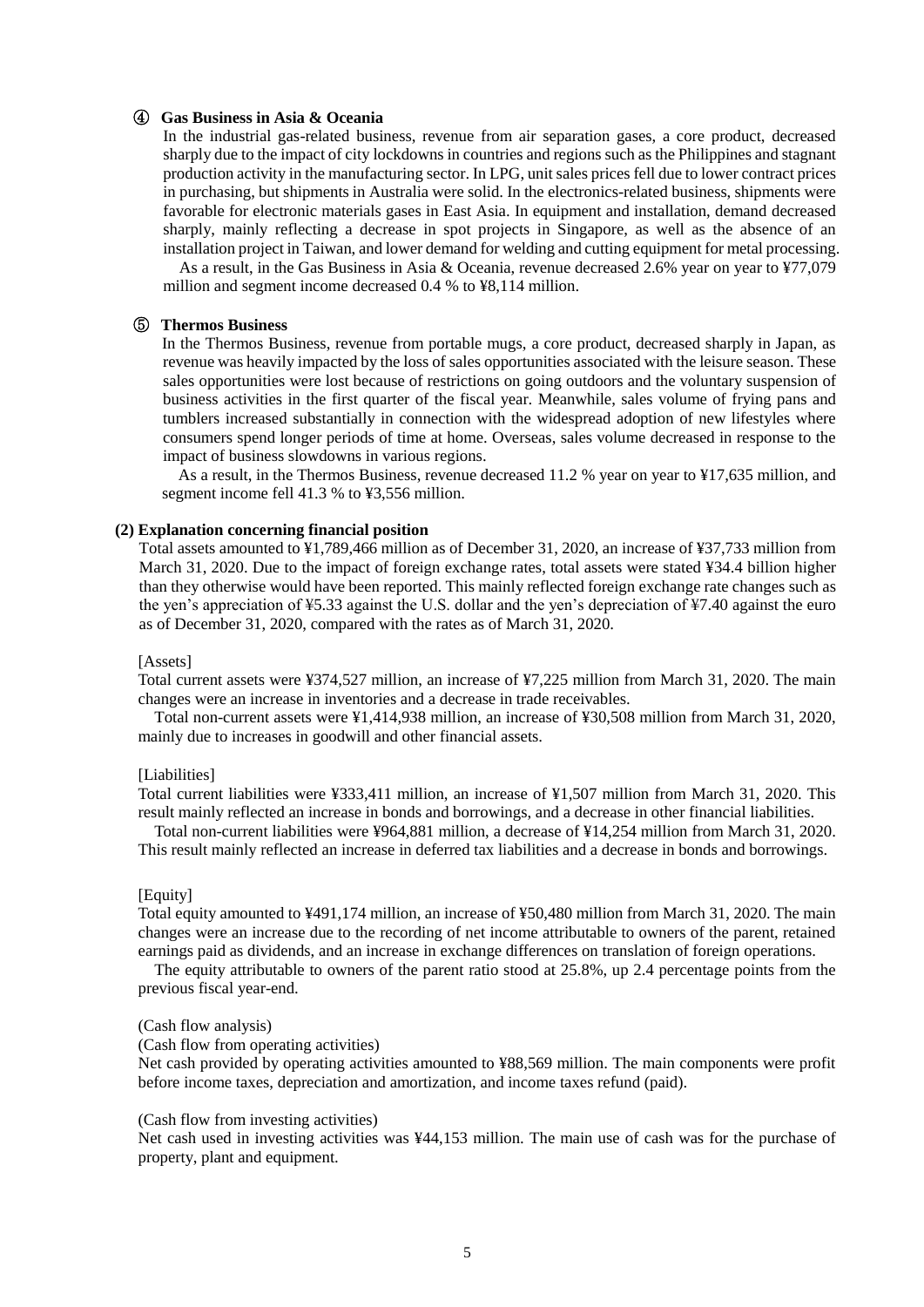#### ④ Gas Business in Asia & Oceania

In the industrial gas-related business, revenue from air separation gases, a core product, decreased sharply due to the impact of city lockdowns in countries and regions such as the Philippines and stagnant production activity in the manufacturing sector. In LPG, unit sales prices fell due to lower contract prices in purchasing, but shipments in Australia were solid. In the electronics-related business, shipments were favorable for electronic materials gases in East Asia. In equipment and installation, demand decreased sharply, mainly reflecting a decrease in spot projects in Singapore, as well as the absence of an installation project in Taiwan, and lower demand for welding and cutting equipment for metal processing.

As a result, in the Gas Business in Asia & Oceania, revenue decreased 2.6% year on year to ¥77,079 million and segment income decreased 0.4 % to ¥8,114 million.

#### ⑤ Thermos Business

In the Thermos Business, revenue from portable mugs, a core product, decreased sharply in Japan, as revenue was heavily impacted by the loss of sales opportunities associated with the leisure season. These sales opportunities were lost because of restrictions on going outdoors and the voluntary suspension of business activities in the first quarter of the fiscal year. Meanwhile, sales volume of frying pans and tumblers increased substantially in connection with the widespread adoption of new lifestyles where consumers spend longer periods of time at home. Overseas, sales volume decreased in response to the impact of business slowdowns in various regions.

As a result, in the Thermos Business, revenue decreased 11.2 % year on year to ¥17,635 million, and segment income fell 41.3 % to ¥3,556 million.

### (2) Explanation concerning financial position

Total assets amounted to ¥1,789,466 million as of December 31, 2020, an increase of ¥37,733 million from March 31, 2020. Due to the impact of foreign exchange rates, total assets were stated ¥34.4 billion higher than they otherwise would have been reported. This mainly reflected foreign exchange rate changes such as the yen's appreciation of ¥5.33 against the U.S. dollar and the yen's depreciation of ¥7.40 against the euro as of December 31, 2020, compared with the rates as of March 31, 2020.

[Assets]

Total current assets were ¥374,527 million, an increase of ¥7,225 million from March 31, 2020. The main changes were an increase in inventories and a decrease in trade receivables.

Total non-current assets were ¥1,414,938 million, an increase of ¥30,508 million from March 31, 2020, mainly due to increases in goodwill and other financial assets.

[Liabilities]

Total current liabilities were ¥333,411 million, an increase of ¥1,507 million from March 31, 2020. This result mainly reflected an increase in bonds and borrowings, and a decrease in other financial liabilities.

Total non-current liabilities were ¥964,881 million, a decrease of ¥14,254 million from March 31, 2020. This result mainly reflected an increase in deferred tax liabilities and a decrease in bonds and borrowings.

[Equity]

Total equity amounted to ¥491,174 million, an increase of ¥50,480 million from March 31, 2020. The main changes were an increase due to the recording of net income attributable to owners of the parent, retained earnings paid as dividends, and an increase in exchange differences on translation of foreign operations.

The equity attributable to owners of the parent ratio stood at 25.8%, up 2.4 percentage points from the previous fiscal year-end.

(Cash flow analysis)

(Cash flow from operating activities)

Net cash provided by operating activities amounted to ¥88,569 million. The main components were profit before income taxes, depreciation and amortization, and income taxes refund (paid).

(Cash flow from investing activities)

Net cash used in investing activities was ¥44,153 million. The main use of cash was for the purchase of property, plant and equipment.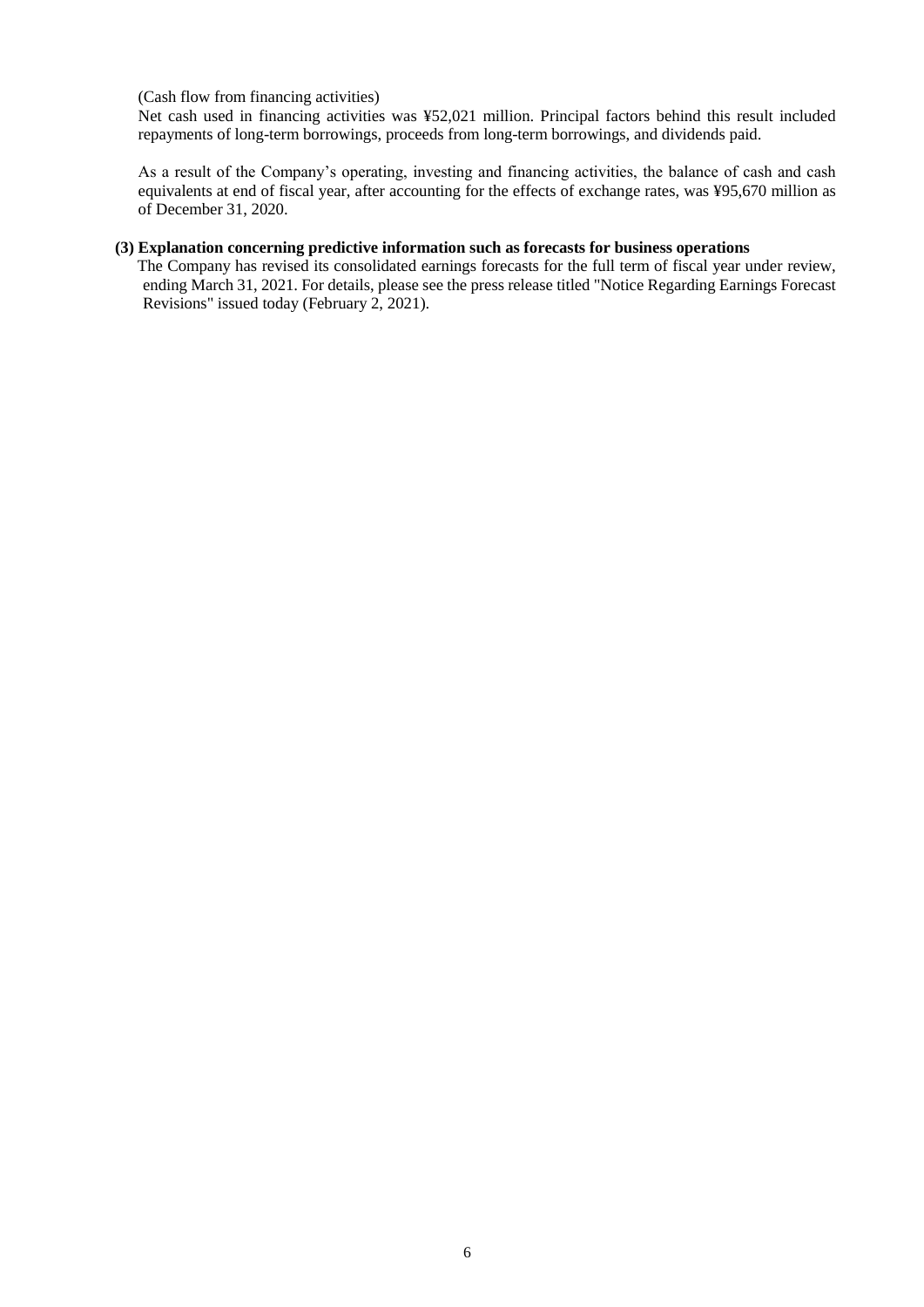(Cash flow from financing activities)

Net cash used in financing activities was ¥52,021 million. Principal factors behind this result included repayments of long-term borrowings, proceeds from long-term borrowings, and dividends paid.

As a result of the Company's operating, investing and financing activities, the balance of cash and cash equivalents at end of fiscal year, after accounting for the effects of exchange rates, was ¥95,670 million as of December 31, 2020.

### (3) Explanation concerning predictive information such as forecasts for business operations

The Company has revised its consolidated earnings forecasts for the full term of fiscal year under review, ending March 31, 2021. For details, please see the press release titled "Notice Regarding Earnings Forecast Revisions" issued today (February 2, 2021).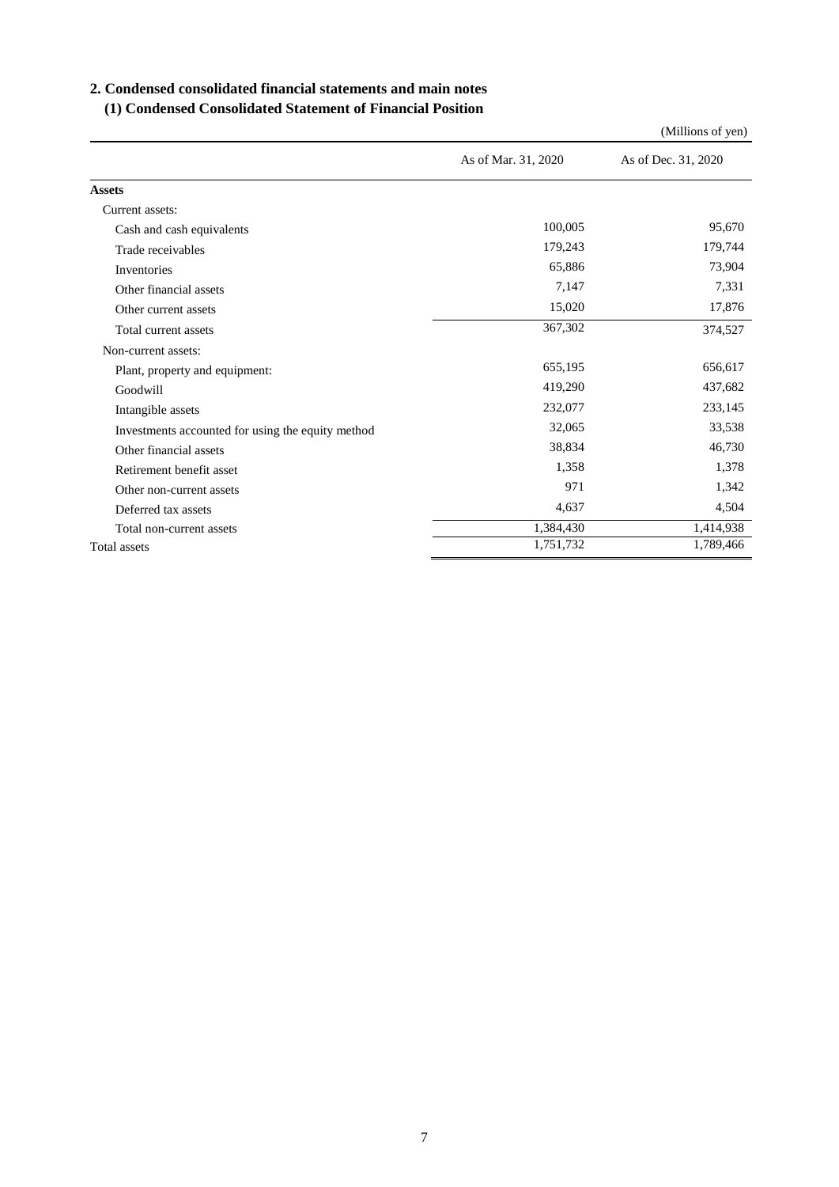## 2. Condensed consolidated financial statements and main notes

### (1) Condensed Consolidated Statement of Financial Position

(Millions of yen)

| | As of Mar. 31, 2020 | As of Dec. 31, 2020 |
|---|---|---|
| **Assets** | | |
| Current assets: | | |
| Cash and cash equivalents | 100,005 | 95,670 |
| Trade receivables | 179,243 | 179,744 |
| Inventories | 65,886 | 73,904 |
| Other financial assets | 7,147 | 7,331 |
| Other current assets | 15,020 | 17,876 |
| Total current assets | 367,302 | 374,527 |
| Non-current assets: | | |
| Plant, property and equipment: | 655,195 | 656,617 |
| Goodwill | 419,290 | 437,682 |
| Intangible assets | 232,077 | 233,145 |
| Investments accounted for using the equity method | 32,065 | 33,538 |
| Other financial assets | 38,834 | 46,730 |
| Retirement benefit asset | 1,358 | 1,378 |
| Other non-current assets | 971 | 1,342 |
| Deferred tax assets | 4,637 | 4,504 |
| Total non-current assets | 1,384,430 | 1,414,938 |
| Total assets | 1,751,732 | 1,789,466 |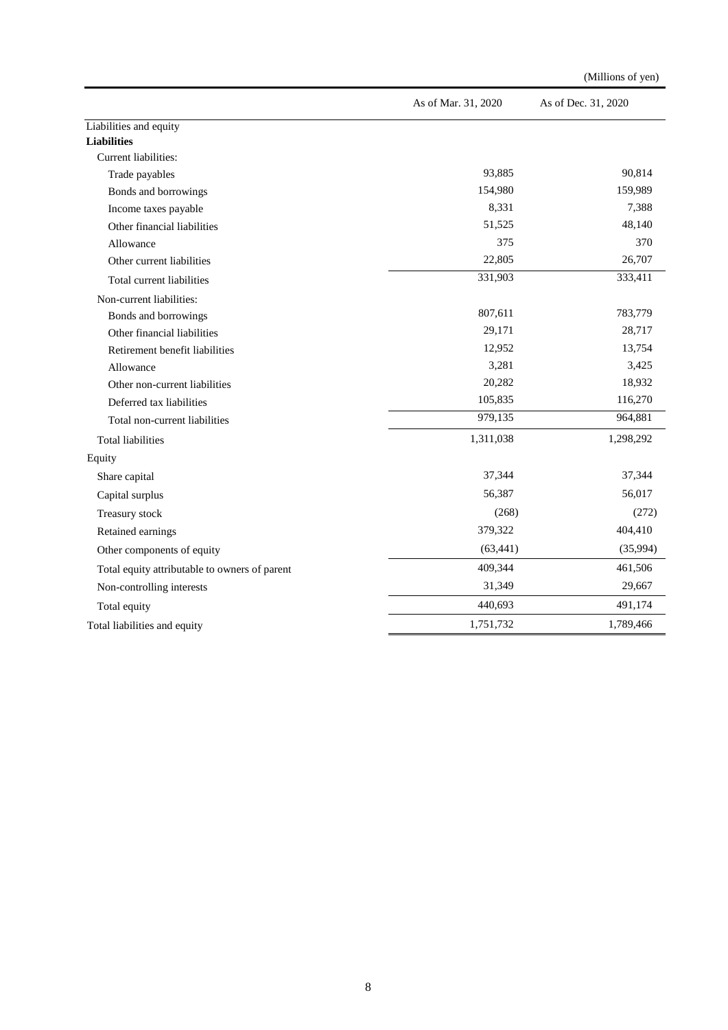(Millions of yen)

| | As of Mar. 31, 2020 | As of Dec. 31, 2020 |
|---|---|---|
| Liabilities and equity | | |
| **Liabilities** | | |
| Current liabilities: | | |
| Trade payables | 93,885 | 90,814 |
| Bonds and borrowings | 154,980 | 159,989 |
| Income taxes payable | 8,331 | 7,388 |
| Other financial liabilities | 51,525 | 48,140 |
| Allowance | 375 | 370 |
| Other current liabilities | 22,805 | 26,707 |
| Total current liabilities | 331,903 | 333,411 |
| Non-current liabilities: | | |
| Bonds and borrowings | 807,611 | 783,779 |
| Other financial liabilities | 29,171 | 28,717 |
| Retirement benefit liabilities | 12,952 | 13,754 |
| Allowance | 3,281 | 3,425 |
| Other non-current liabilities | 20,282 | 18,932 |
| Deferred tax liabilities | 105,835 | 116,270 |
| Total non-current liabilities | 979,135 | 964,881 |
| Total liabilities | 1,311,038 | 1,298,292 |
| Equity | | |
| Share capital | 37,344 | 37,344 |
| Capital surplus | 56,387 | 56,017 |
| Treasury stock | (268) | (272) |
| Retained earnings | 379,322 | 404,410 |
| Other components of equity | (63,441) | (35,994) |
| Total equity attributable to owners of parent | 409,344 | 461,506 |
| Non-controlling interests | 31,349 | 29,667 |
| Total equity | 440,693 | 491,174 |
| Total liabilities and equity | 1,751,732 | 1,789,466 |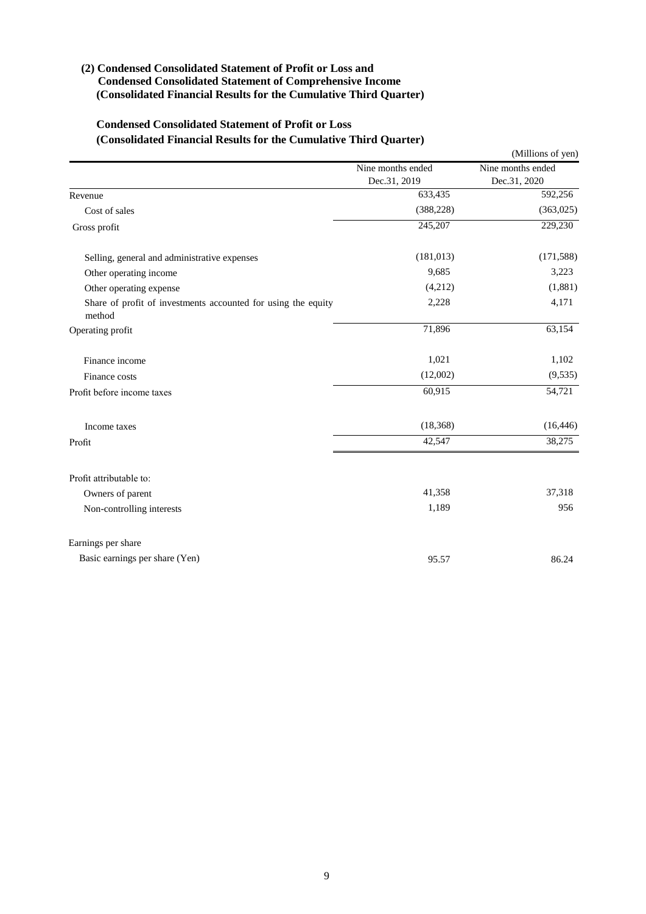### (2) Condensed Consolidated Statement of Profit or Loss and Condensed Consolidated Statement of Comprehensive Income (Consolidated Financial Results for the Cumulative Third Quarter)

### Condensed Consolidated Statement of Profit or Loss (Consolidated Financial Results for the Cumulative Third Quarter)

(Millions of yen)

| | Nine months ended Dec.31, 2019 | Nine months ended Dec.31, 2020 |
|---|---|---|
| Revenue | 633,435 | 592,256 |
| Cost of sales | (388,228) | (363,025) |
| Gross profit | 245,207 | 229,230 |
| Selling, general and administrative expenses | (181,013) | (171,588) |
| Other operating income | 9,685 | 3,223 |
| Other operating expense | (4,212) | (1,881) |
| Share of profit of investments accounted for using the equity method | 2,228 | 4,171 |
| Operating profit | 71,896 | 63,154 |
| Finance income | 1,021 | 1,102 |
| Finance costs | (12,002) | (9,535) |
| Profit before income taxes | 60,915 | 54,721 |
| Income taxes | (18,368) | (16,446) |
| Profit | 42,547 | 38,275 |
| Profit attributable to: | | |
| Owners of parent | 41,358 | 37,318 |
| Non-controlling interests | 1,189 | 956 |
| Earnings per share | | |
| Basic earnings per share (Yen) | 95.57 | 86.24 |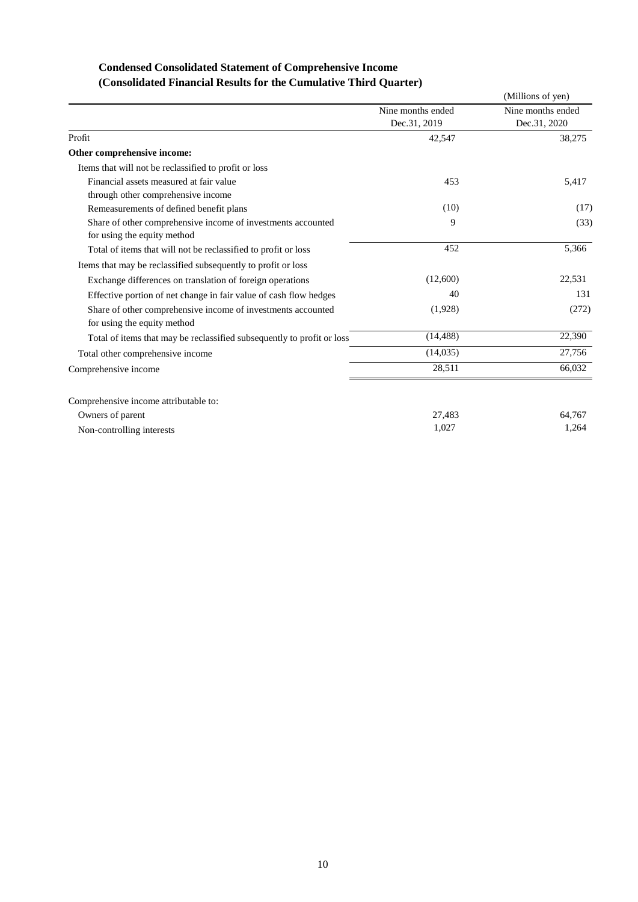## Condensed Consolidated Statement of Comprehensive Income
## (Consolidated Financial Results for the Cumulative Third Quarter)

(Millions of yen)

| | Nine months ended Dec.31, 2019 | Nine months ended Dec.31, 2020 |
|---|---|---|
| Profit | 42,547 | 38,275 |
| **Other comprehensive income:** | | |
| Items that will not be reclassified to profit or loss | | |
| Financial assets measured at fair value through other comprehensive income | 453 | 5,417 |
| Remeasurements of defined benefit plans | (10) | (17) |
| Share of other comprehensive income of investments accounted for using the equity method | 9 | (33) |
| Total of items that will not be reclassified to profit or loss | 452 | 5,366 |
| Items that may be reclassified subsequently to profit or loss | | |
| Exchange differences on translation of foreign operations | (12,600) | 22,531 |
| Effective portion of net change in fair value of cash flow hedges | 40 | 131 |
| Share of other comprehensive income of investments accounted for using the equity method | (1,928) | (272) |
| Total of items that may be reclassified subsequently to profit or loss | (14,488) | 22,390 |
| Total other comprehensive income | (14,035) | 27,756 |
| Comprehensive income | 28,511 | 66,032 |
| | | |
| Comprehensive income attributable to: | | |
| Owners of parent | 27,483 | 64,767 |
| Non-controlling interests | 1,027 | 1,264 |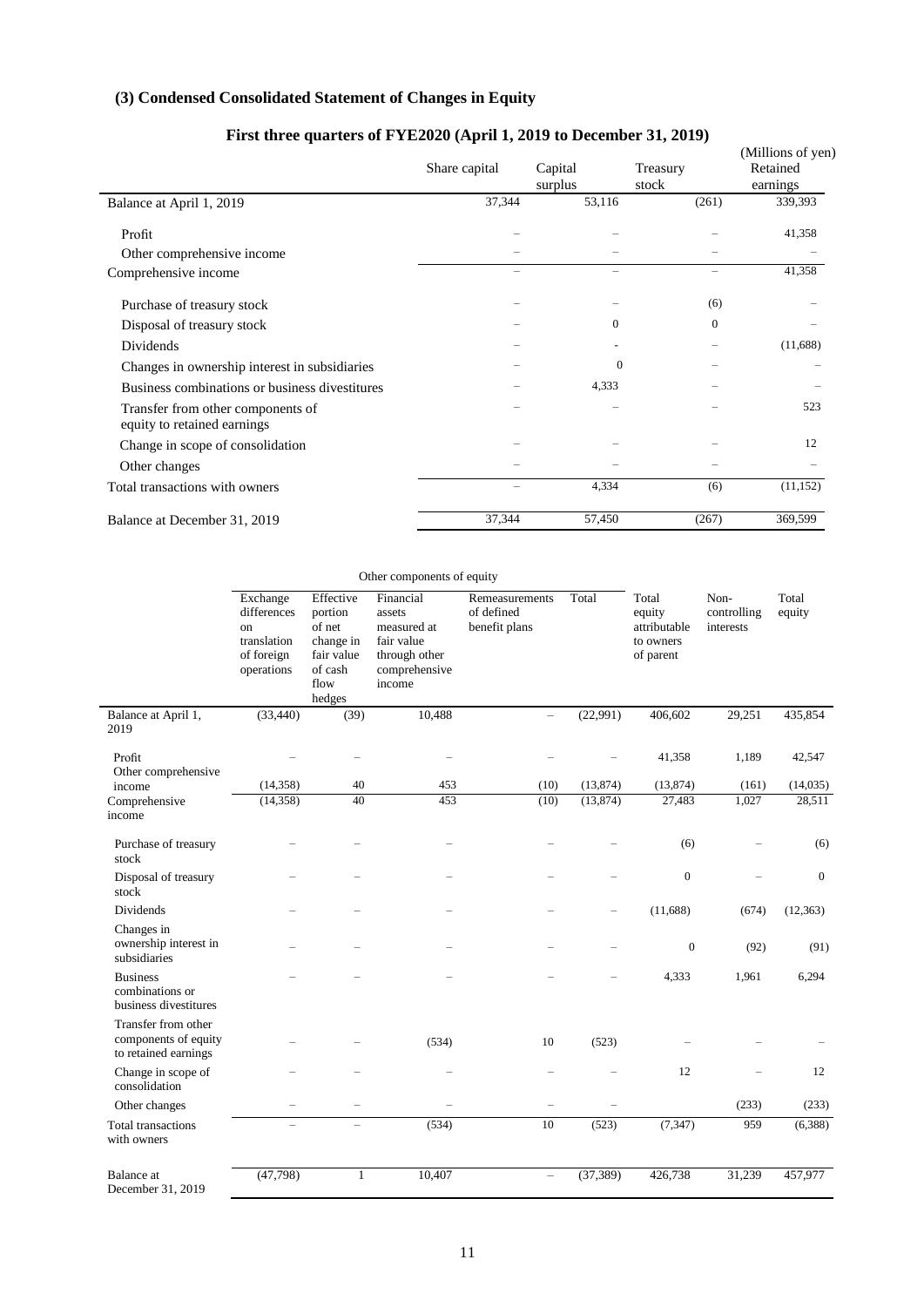### (3) Condensed Consolidated Statement of Changes in Equity

#### First three quarters of FYE2020 (April 1, 2019 to December 31, 2019)

(Millions of yen)

| | Share capital | Capital surplus | Treasury stock | Retained earnings |
|---|---|---|---|---|
| Balance at April 1, 2019 | 37,344 | 53,116 | (261) | 339,393 |
| Profit | – | – | – | 41,358 |
| Other comprehensive income | – | – | – | – |
| Comprehensive income | – | – | – | 41,358 |
| Purchase of treasury stock | – | – | (6) | – |
| Disposal of treasury stock | – | 0 | 0 | – |
| Dividends | – | - | – | (11,688) |
| Changes in ownership interest in subsidiaries | – | 0 | – | – |
| Business combinations or business divestitures | – | 4,333 | – | – |
| Transfer from other components of equity to retained earnings | – | – | – | 523 |
| Change in scope of consolidation | – | – | – | 12 |
| Other changes | – | – | – | – |
| Total transactions with owners | – | 4,334 | (6) | (11,152) |
| Balance at December 31, 2019 | 37,344 | 57,450 | (267) | 369,599 |

| | Other components of equity | | | | | | | |
|---|---|---|---|---|---|---|---|---|
| | Exchange differences on translation of foreign operations | Effective portion of net change in fair value of cash flow hedges | Financial assets measured at fair value through other comprehensive income | Remeasurements of defined benefit plans | Total | Total equity attributable to owners of parent | Non-controlling interests | Total equity |
| Balance at April 1, 2019 | (33,440) | (39) | 10,488 | – | (22,991) | 406,602 | 29,251 | 435,854 |
| Profit | – | – | – | – | – | 41,358 | 1,189 | 42,547 |
| Other comprehensive income | (14,358) | 40 | 453 | (10) | (13,874) | (13,874) | (161) | (14,035) |
| Comprehensive income | (14,358) | 40 | 453 | (10) | (13,874) | 27,483 | 1,027 | 28,511 |
| Purchase of treasury stock | – | – | – | – | – | (6) | – | (6) |
| Disposal of treasury stock | – | – | – | – | – | 0 | – | 0 |
| Dividends | – | – | – | – | – | (11,688) | (674) | (12,363) |
| Changes in ownership interest in subsidiaries | – | – | – | – | – | 0 | (92) | (91) |
| Business combinations or business divestitures | – | – | – | – | – | 4,333 | 1,961 | 6,294 |
| Transfer from other components of equity to retained earnings | – | – | (534) | 10 | (523) | – | – | – |
| Change in scope of consolidation | – | – | – | – | – | 12 | – | 12 |
| Other changes | – | – | – | – | – | | (233) | (233) |
| Total transactions with owners | – | – | (534) | 10 | (523) | (7,347) | 959 | (6,388) |
| Balance at December 31, 2019 | (47,798) | 1 | 10,407 | – | (37,389) | 426,738 | 31,239 | 457,977 |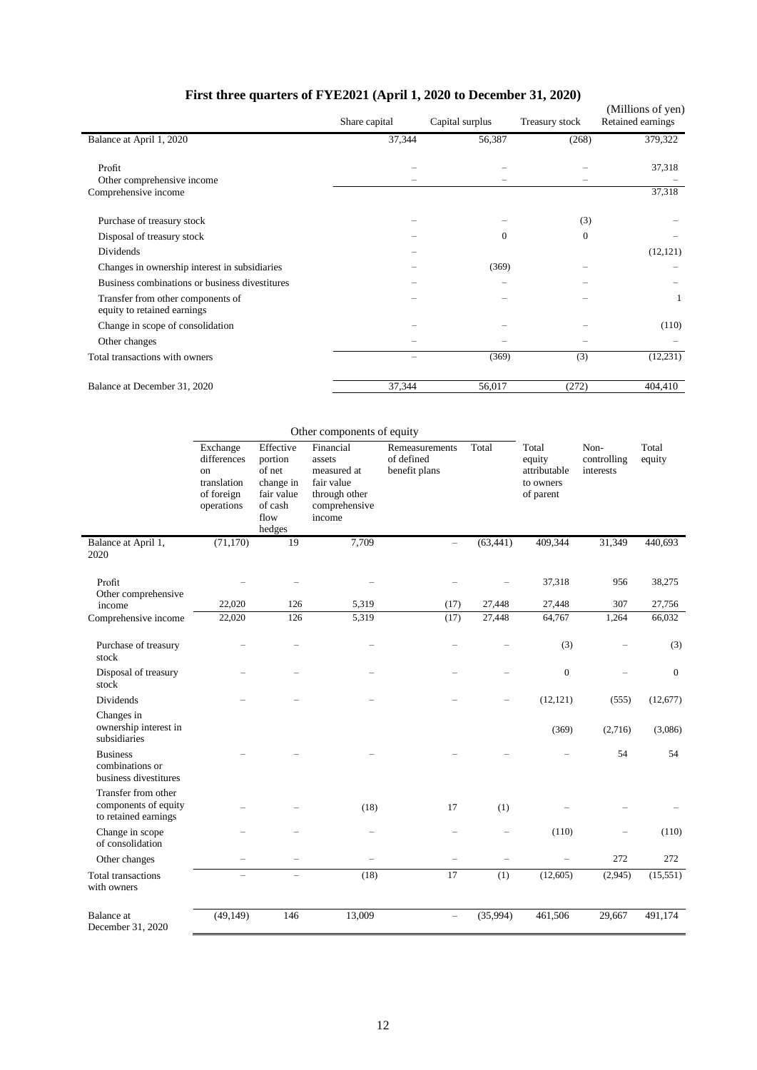## First three quarters of FYE2021 (April 1, 2020 to December 31, 2020)

(Millions of yen)

| | Share capital | Capital surplus | Treasury stock | Retained earnings |
|---|---|---|---|---|
| Balance at April 1, 2020 | 37,344 | 56,387 | (268) | 379,322 |
| Profit | – | – | – | 37,318 |
| Other comprehensive income | – | – | – | – |
| Comprehensive income | | | | 37,318 |
| Purchase of treasury stock | – | – | (3) | – |
| Disposal of treasury stock | – | 0 | 0 | – |
| Dividends | – | | | (12,121) |
| Changes in ownership interest in subsidiaries | – | (369) | – | – |
| Business combinations or business divestitures | – | – | – | – |
| Transfer from other components of equity to retained earnings | – | – | – | 1 |
| Change in scope of consolidation | – | – | – | (110) |
| Other changes | – | – | – | – |
| Total transactions with owners | – | (369) | (3) | (12,231) |
| Balance at December 31, 2020 | 37,344 | 56,017 | (272) | 404,410 |

| | Other components of equity | | | | | | | |
|---|---|---|---|---|---|---|---|---|
| | Exchange differences on translation of foreign operations | Effective portion of net change in fair value of cash flow hedges | Financial assets measured at fair value through other comprehensive income | Remeasurements of defined benefit plans | Total | Total equity attributable to owners of parent | Non-controlling interests | Total equity |
| Balance at April 1, 2020 | (71,170) | 19 | 7,709 | – | (63,441) | 409,344 | 31,349 | 440,693 |
| Profit | – | – | – | – | – | 37,318 | 956 | 38,275 |
| Other comprehensive income | 22,020 | 126 | 5,319 | (17) | 27,448 | 27,448 | 307 | 27,756 |
| Comprehensive income | 22,020 | 126 | 5,319 | (17) | 27,448 | 64,767 | 1,264 | 66,032 |
| Purchase of treasury stock | – | – | – | – | – | (3) | – | (3) |
| Disposal of treasury stock | – | – | – | – | – | 0 | – | 0 |
| Dividends | – | – | – | – | – | (12,121) | (555) | (12,677) |
| Changes in ownership interest in subsidiaries | | | | | | (369) | (2,716) | (3,086) |
| Business combinations or business divestitures | – | – | – | – | – | – | 54 | 54 |
| Transfer from other components of equity to retained earnings | – | – | (18) | 17 | (1) | – | – | – |
| Change in scope of consolidation | – | – | – | – | – | (110) | – | (110) |
| Other changes | – | – | – | – | – | – | 272 | 272 |
| Total transactions with owners | – | – | (18) | 17 | (1) | (12,605) | (2,945) | (15,551) |
| Balance at December 31, 2020 | (49,149) | 146 | 13,009 | – | (35,994) | 461,506 | 29,667 | 491,174 |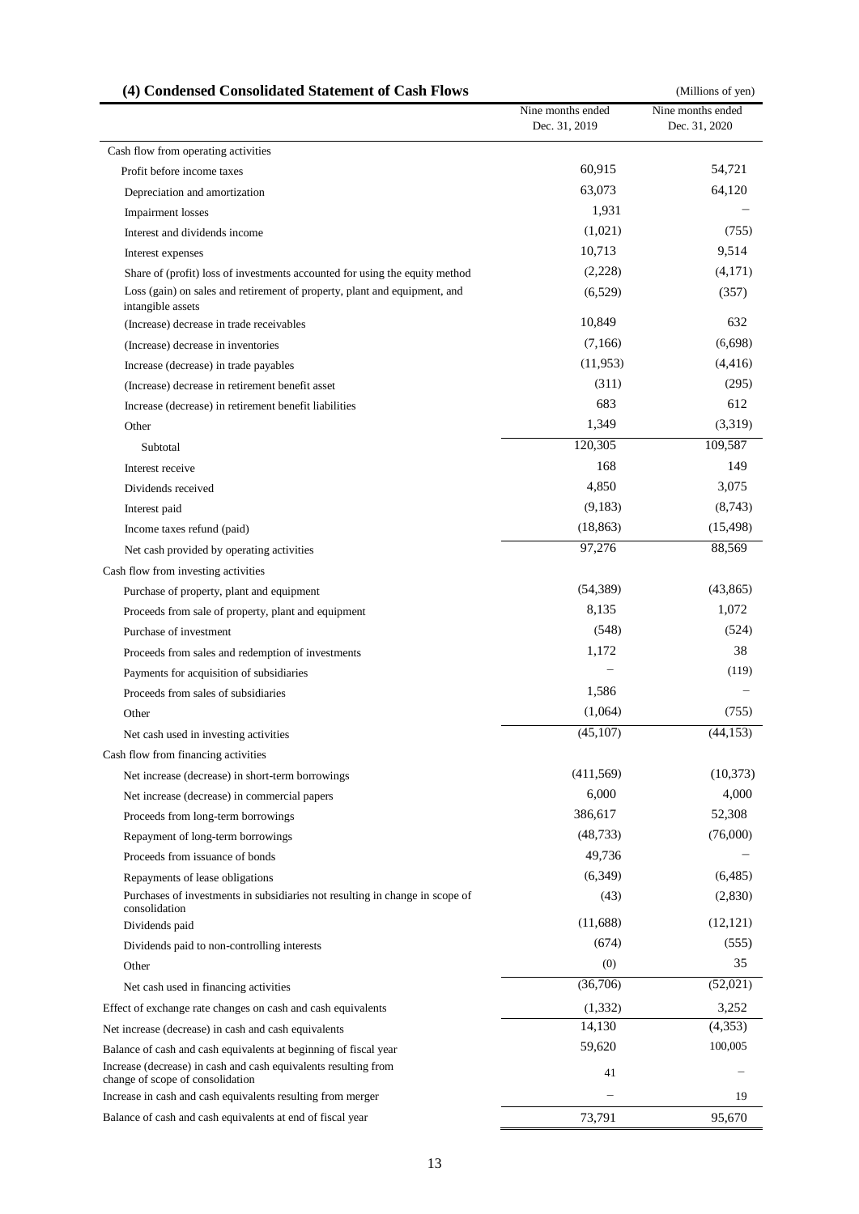### (4) Condensed Consolidated Statement of Cash Flows

(Millions of yen)

| | Nine months ended Dec. 31, 2019 | Nine months ended Dec. 31, 2020 |
|---|---|---|
| Cash flow from operating activities | | |
| Profit before income taxes | 60,915 | 54,721 |
| Depreciation and amortization | 63,073 | 64,120 |
| Impairment losses | 1,931 | – |
| Interest and dividends income | (1,021) | (755) |
| Interest expenses | 10,713 | 9,514 |
| Share of (profit) loss of investments accounted for using the equity method | (2,228) | (4,171) |
| Loss (gain) on sales and retirement of property, plant and equipment, and intangible assets | (6,529) | (357) |
| (Increase) decrease in trade receivables | 10,849 | 632 |
| (Increase) decrease in inventories | (7,166) | (6,698) |
| Increase (decrease) in trade payables | (11,953) | (4,416) |
| (Increase) decrease in retirement benefit asset | (311) | (295) |
| Increase (decrease) in retirement benefit liabilities | 683 | 612 |
| Other | 1,349 | (3,319) |
| Subtotal | 120,305 | 109,587 |
| Interest receive | 168 | 149 |
| Dividends received | 4,850 | 3,075 |
| Interest paid | (9,183) | (8,743) |
| Income taxes refund (paid) | (18,863) | (15,498) |
| Net cash provided by operating activities | 97,276 | 88,569 |
| Cash flow from investing activities | | |
| Purchase of property, plant and equipment | (54,389) | (43,865) |
| Proceeds from sale of property, plant and equipment | 8,135 | 1,072 |
| Purchase of investment | (548) | (524) |
| Proceeds from sales and redemption of investments | 1,172 | 38 |
| Payments for acquisition of subsidiaries | – | (119) |
| Proceeds from sales of subsidiaries | 1,586 | – |
| Other | (1,064) | (755) |
| Net cash used in investing activities | (45,107) | (44,153) |
| Cash flow from financing activities | | |
| Net increase (decrease) in short-term borrowings | (411,569) | (10,373) |
| Net increase (decrease) in commercial papers | 6,000 | 4,000 |
| Proceeds from long-term borrowings | 386,617 | 52,308 |
| Repayment of long-term borrowings | (48,733) | (76,000) |
| Proceeds from issuance of bonds | 49,736 | – |
| Repayments of lease obligations | (6,349) | (6,485) |
| Purchases of investments in subsidiaries not resulting in change in scope of consolidation | (43) | (2,830) |
| Dividends paid | (11,688) | (12,121) |
| Dividends paid to non-controlling interests | (674) | (555) |
| Other | (0) | 35 |
| Net cash used in financing activities | (36,706) | (52,021) |
| Effect of exchange rate changes on cash and cash equivalents | (1,332) | 3,252 |
| Net increase (decrease) in cash and cash equivalents | 14,130 | (4,353) |
| Balance of cash and cash equivalents at beginning of fiscal year | 59,620 | 100,005 |
| Increase (decrease) in cash and cash equivalents resulting from change of scope of consolidation | 41 | – |
| Increase in cash and cash equivalents resulting from merger | – | 19 |
| Balance of cash and cash equivalents at end of fiscal year | 73,791 | 95,670 |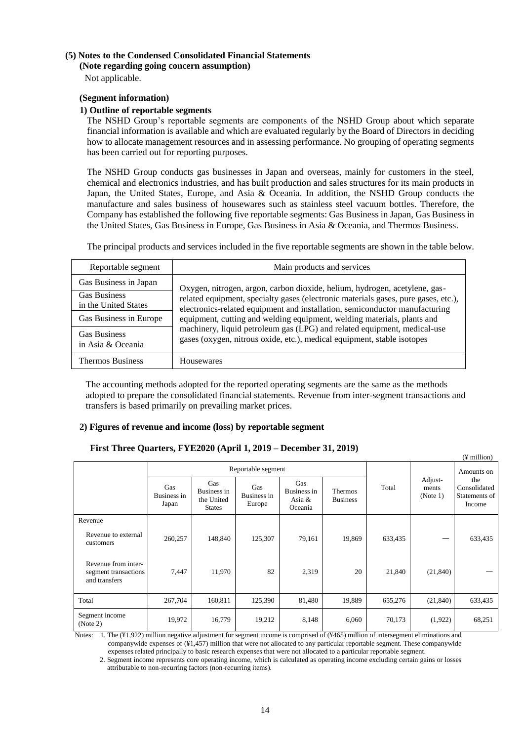### (5) Notes to the Condensed Consolidated Financial Statements

**(Note regarding going concern assumption)**

Not applicable.

**(Segment information)**

**1) Outline of reportable segments**

The NSHD Group's reportable segments are components of the NSHD Group about which separate financial information is available and which are evaluated regularly by the Board of Directors in deciding how to allocate management resources and in assessing performance. No grouping of operating segments has been carried out for reporting purposes.

The NSHD Group conducts gas businesses in Japan and overseas, mainly for customers in the steel, chemical and electronics industries, and has built production and sales structures for its main products in Japan, the United States, Europe, and Asia & Oceania. In addition, the NSHD Group conducts the manufacture and sales business of housewares such as stainless steel vacuum bottles. Therefore, the Company has established the following five reportable segments: Gas Business in Japan, Gas Business in the United States, Gas Business in Europe, Gas Business in Asia & Oceania, and Thermos Business.

The principal products and services included in the five reportable segments are shown in the table below.

| Reportable segment | Main products and services |
|---|---|
| Gas Business in Japan | Oxygen, nitrogen, argon, carbon dioxide, helium, hydrogen, acetylene, gas-related equipment, specialty gases (electronic materials gases, pure gases, etc.), electronics-related equipment and installation, semiconductor manufacturing equipment, cutting and welding equipment, welding materials, plants and machinery, liquid petroleum gas (LPG) and related equipment, medical-use gases (oxygen, nitrous oxide, etc.), medical equipment, stable isotopes |
| Gas Business in the United States | |
| Gas Business in Europe | |
| Gas Business in Asia & Oceania | |
| Thermos Business | Housewares |

The accounting methods adopted for the reported operating segments are the same as the methods adopted to prepare the consolidated financial statements. Revenue from inter-segment transactions and transfers is based primarily on prevailing market prices.

**2) Figures of revenue and income (loss) by reportable segment**

**First Three Quarters, FYE2020 (April 1, 2019 – December 31, 2019)**

(¥ million)

| | Reportable segment | | | | | Total | Adjust-ments (Note 1) | Amounts on the Consolidated Statements of Income |
|---|---|---|---|---|---|---|---|---|
| | Gas Business in Japan | Gas Business in the United States | Gas Business in Europe | Gas Business in Asia & Oceania | Thermos Business | | | |
| Revenue | | | | | | | | |
| Revenue to external customers | 260,257 | 148,840 | 125,307 | 79,161 | 19,869 | 633,435 | — | 633,435 |
| Revenue from inter-segment transactions and transfers | 7,447 | 11,970 | 82 | 2,319 | 20 | 21,840 | (21,840) | — |
| Total | 267,704 | 160,811 | 125,390 | 81,480 | 19,889 | 655,276 | (21,840) | 633,435 |
| Segment income (Note 2) | 19,972 | 16,779 | 19,212 | 8,148 | 6,060 | 70,173 | (1,922) | 68,251 |

Notes: 1. The (¥1,922) million negative adjustment for segment income is comprised of (¥465) million of intersegment eliminations and companywide expenses of (¥1,457) million that were not allocated to any particular reportable segment. These companywide expenses related principally to basic research expenses that were not allocated to a particular reportable segment.

2. Segment income represents core operating income, which is calculated as operating income excluding certain gains or losses attributable to non-recurring factors (non-recurring items).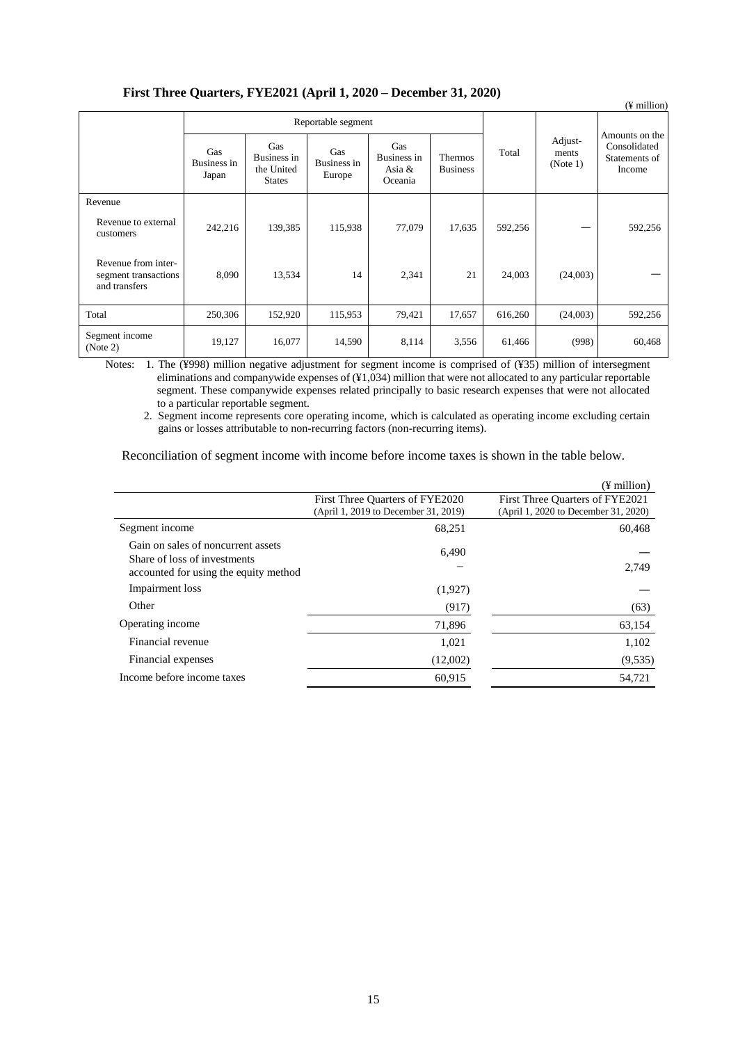**First Three Quarters, FYE2021 (April 1, 2020 – December 31, 2020)**

(¥ million)

| | Reportable segment | | | | | | Adjust-ments (Note 1) | Amounts on the Consolidated Statements of Income |
|---|---|---|---|---|---|---|---|---|
| | Gas Business in Japan | Gas Business in the United States | Gas Business in Europe | Gas Business in Asia & Oceania | Thermos Business | Total | | |
| Revenue | | | | | | | | |
| Revenue to external customers | 242,216 | 139,385 | 115,938 | 77,079 | 17,635 | 592,256 | — | 592,256 |
| Revenue from inter-segment transactions and transfers | 8,090 | 13,534 | 14 | 2,341 | 21 | 24,003 | (24,003) | — |
| Total | 250,306 | 152,920 | 115,953 | 79,421 | 17,657 | 616,260 | (24,003) | 592,256 |
| Segment income (Note 2) | 19,127 | 16,077 | 14,590 | 8,114 | 3,556 | 61,466 | (998) | 60,468 |

Notes: 1. The (¥998) million negative adjustment for segment income is comprised of (¥35) million of intersegment eliminations and companywide expenses of (¥1,034) million that were not allocated to any particular reportable segment. These companywide expenses related principally to basic research expenses that were not allocated to a particular reportable segment.

2. Segment income represents core operating income, which is calculated as operating income excluding certain gains or losses attributable to non-recurring factors (non-recurring items).

Reconciliation of segment income with income before income taxes is shown in the table below.

(¥ million)

| | First Three Quarters of FYE2020 (April 1, 2019 to December 31, 2019) | First Three Quarters of FYE2021 (April 1, 2020 to December 31, 2020) |
|---|---|---|
| Segment income | 68,251 | 60,468 |
| Gain on sales of noncurrent assets | 6,490 | — |
| Share of loss of investments accounted for using the equity method | – | 2,749 |
| Impairment loss | (1,927) | — |
| Other | (917) | (63) |
| Operating income | 71,896 | 63,154 |
| Financial revenue | 1,021 | 1,102 |
| Financial expenses | (12,002) | (9,535) |
| Income before income taxes | 60,915 | 54,721 |